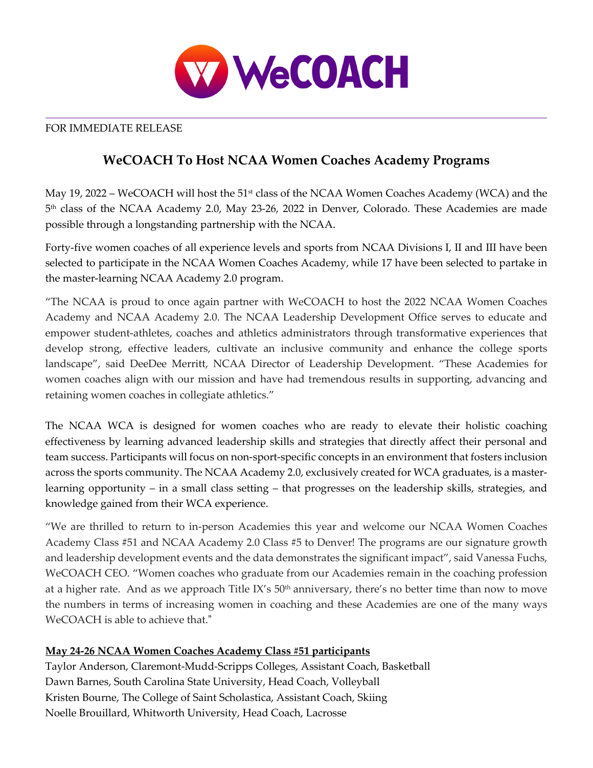FOR IMMEDIATE RELEASE

# WeCOACH To Host NCAA Women Coaches Academy Programs

May 19, 2022 – WeCOACH will host the 51st class of the NCAA Women Coaches Academy (WCA) and the 5th class of the NCAA Academy 2.0, May 23-26, 2022 in Denver, Colorado. These Academies are made possible through a longstanding partnership with the NCAA.

Forty-five women coaches of all experience levels and sports from NCAA Divisions I, II and III have been selected to participate in the NCAA Women Coaches Academy, while 17 have been selected to partake in the master-learning NCAA Academy 2.0 program.

"The NCAA is proud to once again partner with WeCOACH to host the 2022 NCAA Women Coaches Academy and NCAA Academy 2.0. The NCAA Leadership Development Office serves to educate and empower student-athletes, coaches and athletics administrators through transformative experiences that develop strong, effective leaders, cultivate an inclusive community and enhance the college sports landscape", said DeeDee Merritt, NCAA Director of Leadership Development. "These Academies for women coaches align with our mission and have had tremendous results in supporting, advancing and retaining women coaches in collegiate athletics."

The NCAA WCA is designed for women coaches who are ready to elevate their holistic coaching effectiveness by learning advanced leadership skills and strategies that directly affect their personal and team success. Participants will focus on non-sport-specific concepts in an environment that fosters inclusion across the sports community. The NCAA Academy 2.0, exclusively created for WCA graduates, is a master-learning opportunity – in a small class setting – that progresses on the leadership skills, strategies, and knowledge gained from their WCA experience.

"We are thrilled to return to in-person Academies this year and welcome our NCAA Women Coaches Academy Class #51 and NCAA Academy 2.0 Class #5 to Denver! The programs are our signature growth and leadership development events and the data demonstrates the significant impact", said Vanessa Fuchs, WeCOACH CEO. "Women coaches who graduate from our Academies remain in the coaching profession at a higher rate. And as we approach Title IX's 50th anniversary, there's no better time than now to move the numbers in terms of increasing women in coaching and these Academies are one of the many ways WeCOACH is able to achieve that."

**May 24-26 NCAA Women Coaches Academy Class #51 participants**

Taylor Anderson, Claremont-Mudd-Scripps Colleges, Assistant Coach, Basketball
Dawn Barnes, South Carolina State University, Head Coach, Volleyball
Kristen Bourne, The College of Saint Scholastica, Assistant Coach, Skiing
Noelle Brouillard, Whitworth University, Head Coach, Lacrosse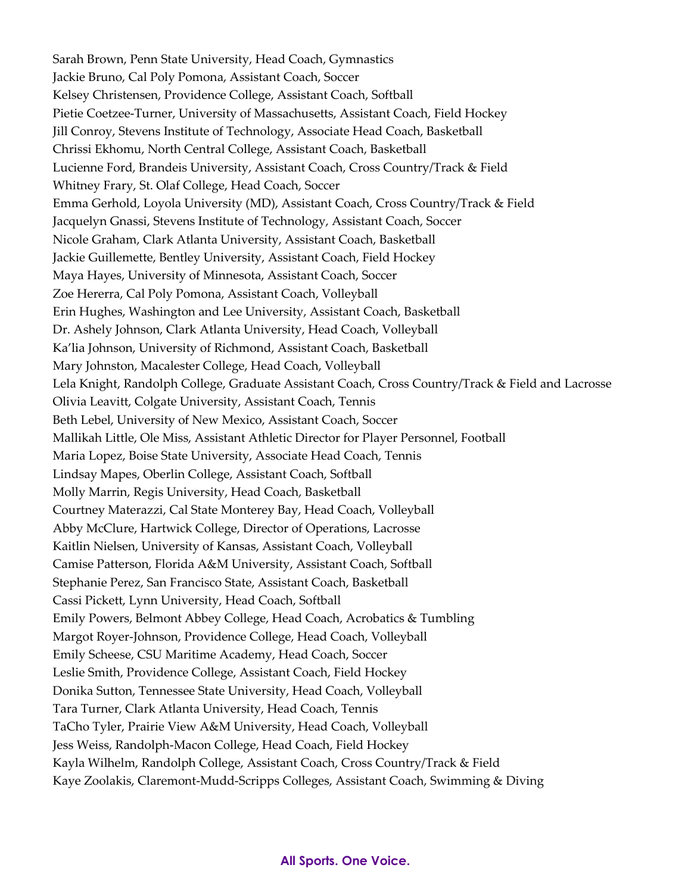Sarah Brown, Penn State University, Head Coach, Gymnastics
Jackie Bruno, Cal Poly Pomona, Assistant Coach, Soccer
Kelsey Christensen, Providence College, Assistant Coach, Softball
Pietie Coetzee-Turner, University of Massachusetts, Assistant Coach, Field Hockey
Jill Conroy, Stevens Institute of Technology, Associate Head Coach, Basketball
Chrissi Ekhomu, North Central College, Assistant Coach, Basketball
Lucienne Ford, Brandeis University, Assistant Coach, Cross Country/Track & Field
Whitney Frary, St. Olaf College, Head Coach, Soccer
Emma Gerhold, Loyola University (MD), Assistant Coach, Cross Country/Track & Field
Jacquelyn Gnassi, Stevens Institute of Technology, Assistant Coach, Soccer
Nicole Graham, Clark Atlanta University, Assistant Coach, Basketball
Jackie Guillemette, Bentley University, Assistant Coach, Field Hockey
Maya Hayes, University of Minnesota, Assistant Coach, Soccer
Zoe Hererra, Cal Poly Pomona, Assistant Coach, Volleyball
Erin Hughes, Washington and Lee University, Assistant Coach, Basketball
Dr. Ashely Johnson, Clark Atlanta University, Head Coach, Volleyball
Ka'lia Johnson, University of Richmond, Assistant Coach, Basketball
Mary Johnston, Macalester College, Head Coach, Volleyball
Lela Knight, Randolph College, Graduate Assistant Coach, Cross Country/Track & Field and Lacrosse
Olivia Leavitt, Colgate University, Assistant Coach, Tennis
Beth Lebel, University of New Mexico, Assistant Coach, Soccer
Mallikah Little, Ole Miss, Assistant Athletic Director for Player Personnel, Football
Maria Lopez, Boise State University, Associate Head Coach, Tennis
Lindsay Mapes, Oberlin College, Assistant Coach, Softball
Molly Marrin, Regis University, Head Coach, Basketball
Courtney Materazzi, Cal State Monterey Bay, Head Coach, Volleyball
Abby McClure, Hartwick College, Director of Operations, Lacrosse
Kaitlin Nielsen, University of Kansas, Assistant Coach, Volleyball
Camise Patterson, Florida A&M University, Assistant Coach, Softball
Stephanie Perez, San Francisco State, Assistant Coach, Basketball
Cassi Pickett, Lynn University, Head Coach, Softball
Emily Powers, Belmont Abbey College, Head Coach, Acrobatics & Tumbling
Margot Royer-Johnson, Providence College, Head Coach, Volleyball
Emily Scheese, CSU Maritime Academy, Head Coach, Soccer
Leslie Smith, Providence College, Assistant Coach, Field Hockey
Donika Sutton, Tennessee State University, Head Coach, Volleyball
Tara Turner, Clark Atlanta University, Head Coach, Tennis
TaCho Tyler, Prairie View A&M University, Head Coach, Volleyball
Jess Weiss, Randolph-Macon College, Head Coach, Field Hockey
Kayla Wilhelm, Randolph College, Assistant Coach, Cross Country/Track & Field
Kaye Zoolakis, Claremont-Mudd-Scripps Colleges, Assistant Coach, Swimming & Diving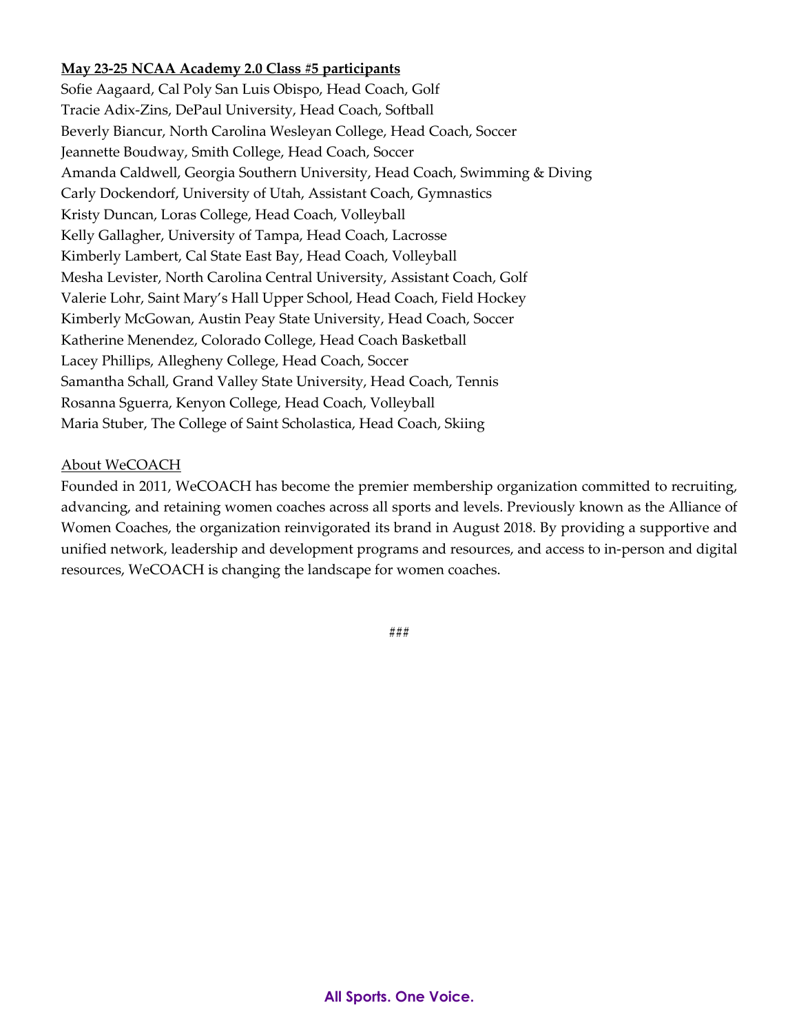**May 23-25 NCAA Academy 2.0 Class #5 participants**

Sofie Aagaard, Cal Poly San Luis Obispo, Head Coach, Golf
Tracie Adix-Zins, DePaul University, Head Coach, Softball
Beverly Biancur, North Carolina Wesleyan College, Head Coach, Soccer
Jeannette Boudway, Smith College, Head Coach, Soccer
Amanda Caldwell, Georgia Southern University, Head Coach, Swimming & Diving
Carly Dockendorf, University of Utah, Assistant Coach, Gymnastics
Kristy Duncan, Loras College, Head Coach, Volleyball
Kelly Gallagher, University of Tampa, Head Coach, Lacrosse
Kimberly Lambert, Cal State East Bay, Head Coach, Volleyball
Mesha Levister, North Carolina Central University, Assistant Coach, Golf
Valerie Lohr, Saint Mary's Hall Upper School, Head Coach, Field Hockey
Kimberly McGowan, Austin Peay State University, Head Coach, Soccer
Katherine Menendez, Colorado College, Head Coach Basketball
Lacey Phillips, Allegheny College, Head Coach, Soccer
Samantha Schall, Grand Valley State University, Head Coach, Tennis
Rosanna Sguerra, Kenyon College, Head Coach, Volleyball
Maria Stuber, The College of Saint Scholastica, Head Coach, Skiing

About WeCOACH

Founded in 2011, WeCOACH has become the premier membership organization committed to recruiting, advancing, and retaining women coaches across all sports and levels. Previously known as the Alliance of Women Coaches, the organization reinvigorated its brand in August 2018. By providing a supportive and unified network, leadership and development programs and resources, and access to in-person and digital resources, WeCOACH is changing the landscape for women coaches.

###

**All Sports. One Voice.**